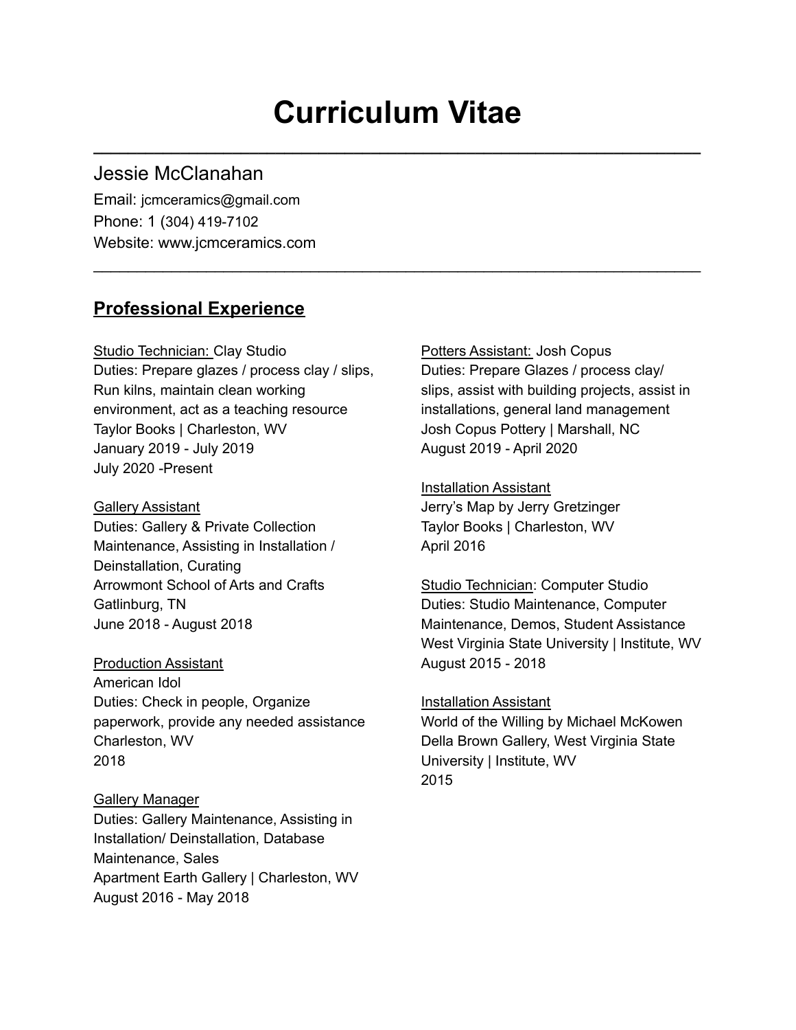# Curriculum Vitae

---

Jessie McClanahan

Email: jcmceramics@gmail.com
Phone: 1 (304) 419-7102
Website: www.jcmceramics.com

---

## Professional Experience

<u>Studio Technician:</u> Clay Studio
Duties: Prepare glazes / process clay / slips, Run kilns, maintain clean working environment, act as a teaching resource
Taylor Books | Charleston, WV
January 2019 - July 2019
July 2020 -Present

<u>Gallery Assistant</u>
Duties: Gallery & Private Collection Maintenance, Assisting in Installation / Deinstallation, Curating
Arrowmont School of Arts and Crafts
Gatlinburg, TN
June 2018 - August 2018

<u>Production Assistant</u>
American Idol
Duties: Check in people, Organize paperwork, provide any needed assistance
Charleston, WV
2018

<u>Gallery Manager</u>
Duties: Gallery Maintenance, Assisting in Installation/ Deinstallation, Database Maintenance, Sales
Apartment Earth Gallery | Charleston, WV
August 2016 - May 2018

<u>Potters Assistant:</u> Josh Copus
Duties: Prepare Glazes / process clay/ slips, assist with building projects, assist in installations, general land management
Josh Copus Pottery | Marshall, NC
August 2019 - April 2020

<u>Installation Assistant</u>
Jerry's Map by Jerry Gretzinger
Taylor Books | Charleston, WV
April 2016

<u>Studio Technician</u>: Computer Studio
Duties: Studio Maintenance, Computer Maintenance, Demos, Student Assistance
West Virginia State University | Institute, WV
August 2015 - 2018

<u>Installation Assistant</u>
World of the Willing by Michael McKowen
Della Brown Gallery, West Virginia State University | Institute, WV
2015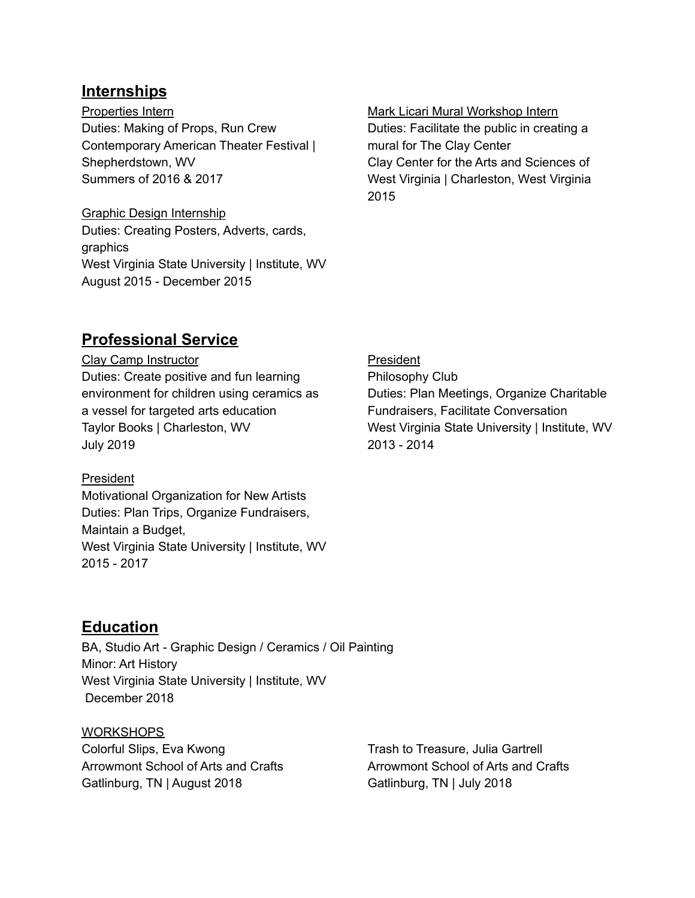## Internships

Properties Intern
Duties: Making of Props, Run Crew
Contemporary American Theater Festival | Shepherdstown, WV
Summers of 2016 & 2017

Graphic Design Internship
Duties: Creating Posters, Adverts, cards, graphics
West Virginia State University | Institute, WV
August 2015 - December 2015

Mark Licari Mural Workshop Intern
Duties: Facilitate the public in creating a mural for The Clay Center
Clay Center for the Arts and Sciences of West Virginia | Charleston, West Virginia
2015

## Professional Service

Clay Camp Instructor
Duties: Create positive and fun learning environment for children using ceramics as a vessel for targeted arts education
Taylor Books | Charleston, WV
July 2019

President
Motivational Organization for New Artists
Duties: Plan Trips, Organize Fundraisers, Maintain a Budget,
West Virginia State University | Institute, WV
2015 - 2017

President
Philosophy Club
Duties: Plan Meetings, Organize Charitable Fundraisers, Facilitate Conversation
West Virginia State University | Institute, WV
2013 - 2014

## Education

BA, Studio Art - Graphic Design / Ceramics / Oil Painting
Minor: Art History
West Virginia State University | Institute, WV
December 2018

WORKSHOPS

Colorful Slips, Eva Kwong
Arrowmont School of Arts and Crafts
Gatlinburg, TN | August 2018

Trash to Treasure, Julia Gartrell
Arrowmont School of Arts and Crafts
Gatlinburg, TN | July 2018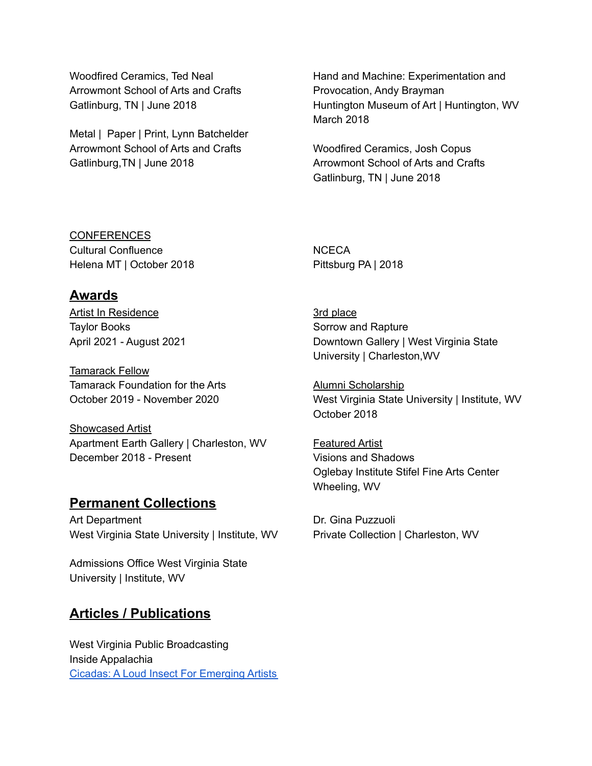Woodfired Ceramics, Ted Neal
Arrowmont School of Arts and Crafts
Gatlinburg, TN | June 2018

Metal | Paper | Print, Lynn Batchelder
Arrowmont School of Arts and Crafts
Gatlinburg,TN | June 2018

Hand and Machine: Experimentation and Provocation, Andy Brayman
Huntington Museum of Art | Huntington, WV
March 2018

Woodfired Ceramics, Josh Copus
Arrowmont School of Arts and Crafts
Gatlinburg, TN | June 2018

<u>CONFERENCES</u>

Cultural Confluence
Helena MT | October 2018

NCECA
Pittsburg PA | 2018

## Awards

<u>Artist In Residence</u>
Taylor Books
April 2021 - August 2021

<u>Tamarack Fellow</u>
Tamarack Foundation for the Arts
October 2019 - November 2020

<u>Showcased Artist</u>
Apartment Earth Gallery | Charleston, WV
December 2018 - Present

<u>3rd place</u>
Sorrow and Rapture
Downtown Gallery | West Virginia State University | Charleston,WV

<u>Alumni Scholarship</u>
West Virginia State University | Institute, WV
October 2018

<u>Featured Artist</u>
Visions and Shadows
Oglebay Institute Stifel Fine Arts Center
Wheeling, WV

## Permanent Collections

Art Department
West Virginia State University | Institute, WV

Admissions Office West Virginia State University | Institute, WV

Dr. Gina Puzzuoli
Private Collection | Charleston, WV

## Articles / Publications

West Virginia Public Broadcasting
Inside Appalachia
Cicadas: A Loud Insect For Emerging Artists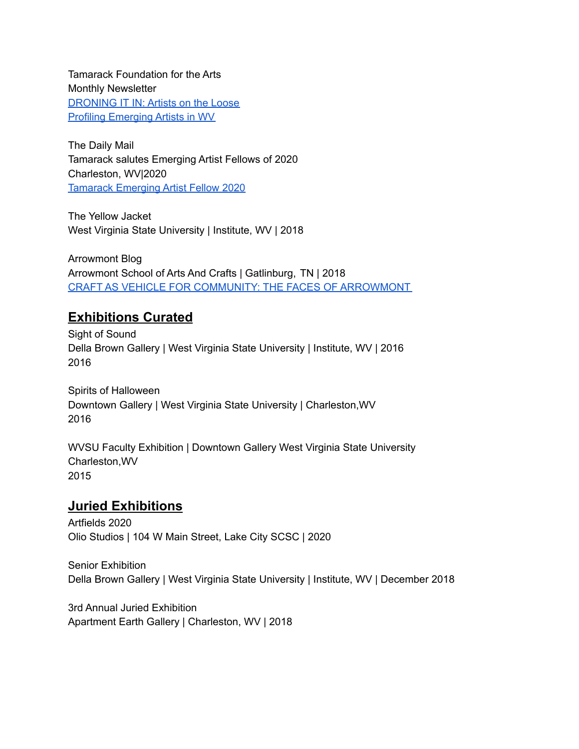Tamarack Foundation for the Arts
Monthly Newsletter
DRONING IT IN: Artists on the Loose
Profiling Emerging Artists in WV

The Daily Mail
Tamarack salutes Emerging Artist Fellows of 2020
Charleston, WV|2020
Tamarack Emerging Artist Fellow 2020

The Yellow Jacket
West Virginia State University | Institute, WV | 2018

Arrowmont Blog
Arrowmont School of Arts And Crafts | Gatlinburg, TN | 2018
CRAFT AS VEHICLE FOR COMMUNITY: THE FACES OF ARROWMONT

## Exhibitions Curated

Sight of Sound
Della Brown Gallery | West Virginia State University | Institute, WV | 2016
2016

Spirits of Halloween
Downtown Gallery | West Virginia State University | Charleston,WV
2016

WVSU Faculty Exhibition | Downtown Gallery West Virginia State University
Charleston,WV
2015

## Juried Exhibitions

Artfields 2020
Olio Studios | 104 W Main Street, Lake City SCSC | 2020

Senior Exhibition
Della Brown Gallery | West Virginia State University | Institute, WV | December 2018

3rd Annual Juried Exhibition
Apartment Earth Gallery | Charleston, WV | 2018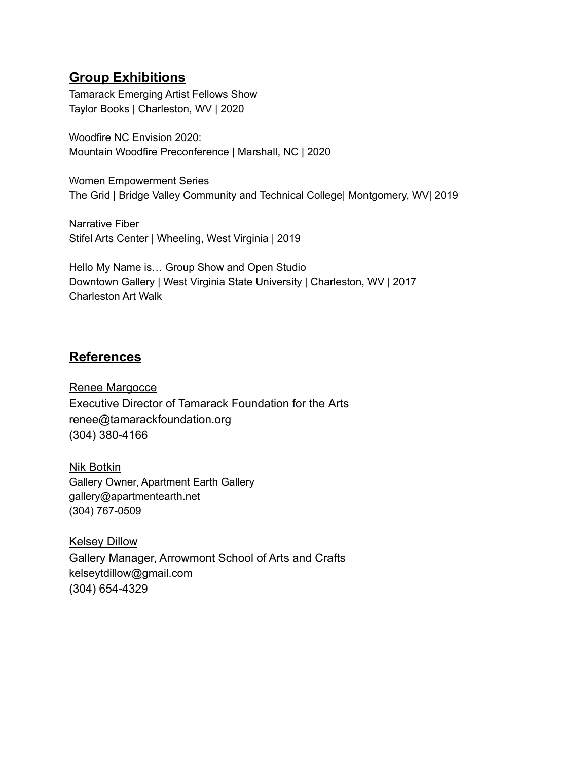## **Group Exhibitions**

Tamarack Emerging Artist Fellows Show
Taylor Books | Charleston, WV | 2020

Woodfire NC Envision 2020:
Mountain Woodfire Preconference | Marshall, NC | 2020

Women Empowerment Series
The Grid | Bridge Valley Community and Technical College| Montgomery, WV| 2019

Narrative Fiber
Stifel Arts Center | Wheeling, West Virginia | 2019

Hello My Name is… Group Show and Open Studio
Downtown Gallery | West Virginia State University | Charleston, WV | 2017
Charleston Art Walk

## **References**

Renee Margocce
Executive Director of Tamarack Foundation for the Arts
renee@tamarackfoundation.org
(304) 380-4166

Nik Botkin
Gallery Owner, Apartment Earth Gallery
gallery@apartmentearth.net
(304) 767-0509

Kelsey Dillow
Gallery Manager, Arrowmont School of Arts and Crafts
kelseytdillow@gmail.com
(304) 654-4329